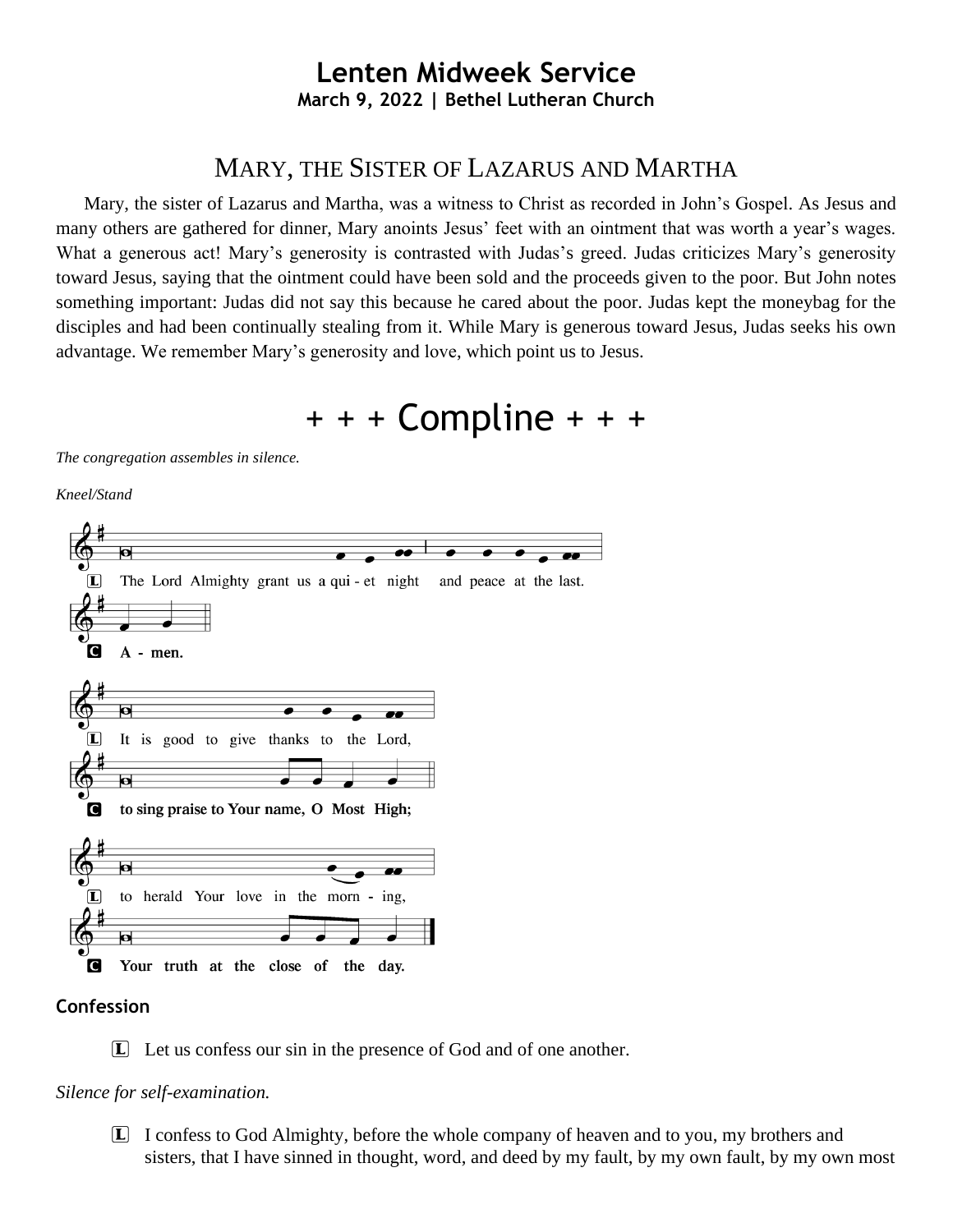# Lenten Midweek Service

**March 9, 2022 | Bethel Lutheran Church**

## MARY, THE SISTER OF LAZARUS AND MARTHA

Mary, the sister of Lazarus and Martha, was a witness to Christ as recorded in John's Gospel. As Jesus and many others are gathered for dinner, Mary anoints Jesus' feet with an ointment that was worth a year's wages. What a generous act! Mary's generosity is contrasted with Judas's greed. Judas criticizes Mary's generosity toward Jesus, saying that the ointment could have been sold and the proceeds given to the poor. But John notes something important: Judas did not say this because he cared about the poor. Judas kept the moneybag for the disciples and had been continually stealing from it. While Mary is generous toward Jesus, Judas seeks his own advantage. We remember Mary's generosity and love, which point us to Jesus.

# + + + Compline + + +

*The congregation assembles in silence.*

*Kneel/Stand*

L The Lord Almighty grant us a qui - et night and peace at the last.

C **A - men.**

L It is good to give thanks to the Lord,

C **to sing praise to Your name, O Most High;**

L to herald Your love in the morn - ing,

C **Your truth at the close of the day.**

### Confession

L Let us confess our sin in the presence of God and of one another.

*Silence for self-examination.*

L I confess to God Almighty, before the whole company of heaven and to you, my brothers and sisters, that I have sinned in thought, word, and deed by my fault, by my own fault, by my own most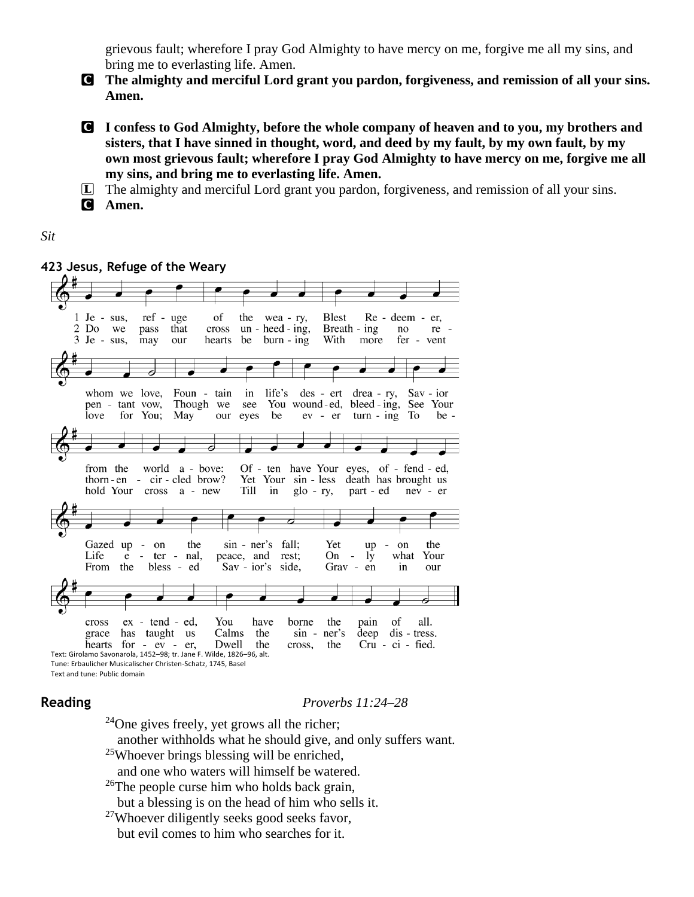grievous fault; wherefore I pray God Almighty to have mercy on me, forgive me all my sins, and bring me to everlasting life. Amen.

**C The almighty and merciful Lord grant you pardon, forgiveness, and remission of all your sins. Amen.**

**C I confess to God Almighty, before the whole company of heaven and to you, my brothers and sisters, that I have sinned in thought, word, and deed by my fault, by my own fault, by my own most grievous fault; wherefore I pray God Almighty to have mercy on me, forgive me all my sins, and bring me to everlasting life. Amen.**

L The almighty and merciful Lord grant you pardon, forgiveness, and remission of all your sins.

**C Amen.**

*Sit*

### 423 Jesus, Refuge of the Weary

1 Jesus, refuge of the weary,
Blest Redeemer, whom we love,
Fountain in life's desert dreary,
Savior from the world above:
Often have Your eyes, offended,
Gazed upon the sinner's fall;
Yet upon the cross extended,
You have borne the pain of all.

2 Do we pass that cross unheeding,
Breathing no repentant vow,
Though we see You wounded, bleeding,
See Your thorn-encircled brow?
Yet Your sinless death has brought us
Life eternal, peace, and rest;
Only what Your grace has taught us
Calms the sinner's deep distress.

3 Jesus, may our hearts be burning
With more fervent love for You;
May our eyes be ever turning
To behold Your cross anew
Till in glory, parted never
From the blessed Savior's side,
Graven in our hearts forever,
Dwell the cross, the Crucified.

Text: Girolamo Savonarola, 1452–98; tr. Jane F. Wilde, 1826–96, alt.
Tune: Erbaulicher Musicalischer Christen-Schatz, 1745, Basel
Text and tune: Public domain

## Reading *Proverbs 11:24–28*

[24]One gives freely, yet grows all the richer;
another withholds what he should give, and only suffers want.
[25]Whoever brings blessing will be enriched,
and one who waters will himself be watered.
[26]The people curse him who holds back grain,
but a blessing is on the head of him who sells it.
[27]Whoever diligently seeks good seeks favor,
but evil comes to him who searches for it.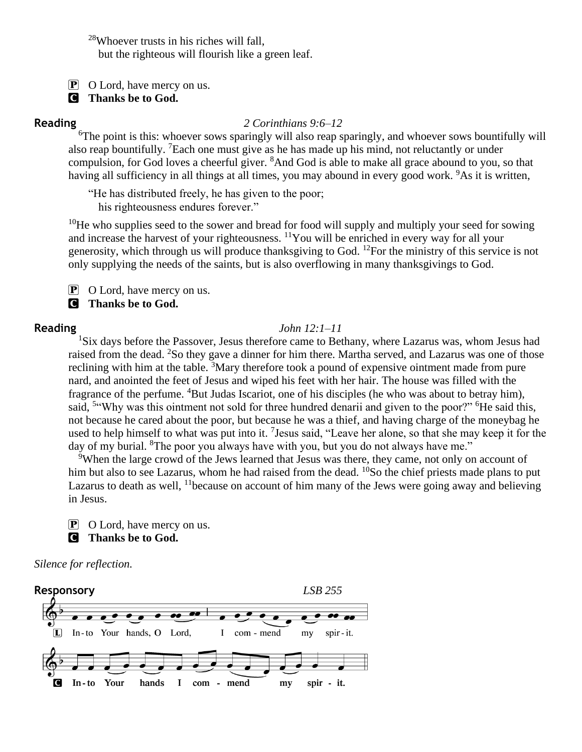[28]Whoever trusts in his riches will fall,
but the righteous will flourish like a green leaf.

P O Lord, have mercy on us.
**C Thanks be to God.**

**Reading** *2 Corinthians 9:6–12*

[6]The point is this: whoever sows sparingly will also reap sparingly, and whoever sows bountifully will also reap bountifully. [7]Each one must give as he has made up his mind, not reluctantly or under compulsion, for God loves a cheerful giver. [8]And God is able to make all grace abound to you, so that having all sufficiency in all things at all times, you may abound in every good work. [9]As it is written,

"He has distributed freely, he has given to the poor;
his righteousness endures forever."

[10]He who supplies seed to the sower and bread for food will supply and multiply your seed for sowing and increase the harvest of your righteousness. [11]You will be enriched in every way for all your generosity, which through us will produce thanksgiving to God. [12]For the ministry of this service is not only supplying the needs of the saints, but is also overflowing in many thanksgivings to God.

P O Lord, have mercy on us.
**C Thanks be to God.**

**Reading** *John 12:1–11*

[1]Six days before the Passover, Jesus therefore came to Bethany, where Lazarus was, whom Jesus had raised from the dead. [2]So they gave a dinner for him there. Martha served, and Lazarus was one of those reclining with him at the table. [3]Mary therefore took a pound of expensive ointment made from pure nard, and anointed the feet of Jesus and wiped his feet with her hair. The house was filled with the fragrance of the perfume. [4]But Judas Iscariot, one of his disciples (he who was about to betray him), said, [5]"Why was this ointment not sold for three hundred denarii and given to the poor?" [6]He said this, not because he cared about the poor, but because he was a thief, and having charge of the moneybag he used to help himself to what was put into it. [7]Jesus said, "Leave her alone, so that she may keep it for the day of my burial. [8]The poor you always have with you, but you do not always have me."

[9]When the large crowd of the Jews learned that Jesus was there, they came, not only on account of him but also to see Lazarus, whom he had raised from the dead. [10]So the chief priests made plans to put Lazarus to death as well, [11]because on account of him many of the Jews were going away and believing in Jesus.

P O Lord, have mercy on us.
**C Thanks be to God.**

*Silence for reflection.*

**Responsory** *LSB 255*

L Into Your hands, O Lord, I commend my spirit.
**C Into Your hands I commend my spirit.**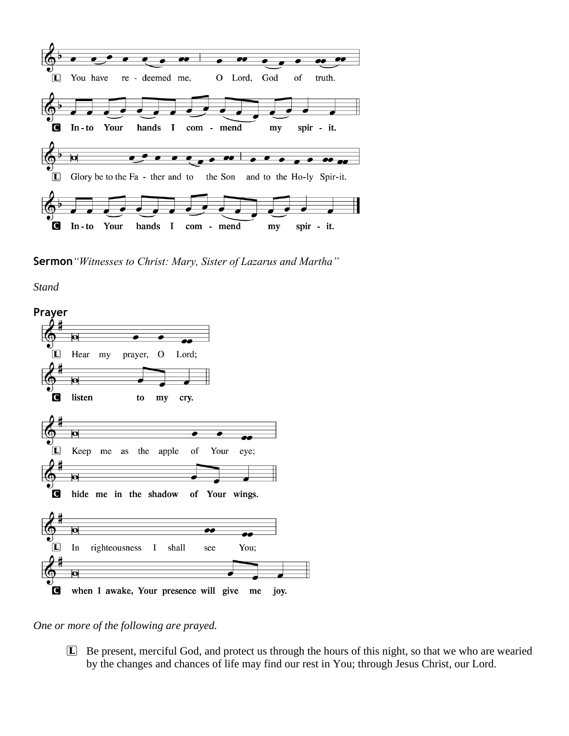L You have re - deemed me, O Lord, God of truth.

**C In - to Your hands I com - mend my spir - it.**

L Glory be to the Fa - ther and to the Son and to the Ho-ly Spir-it.

**C In - to Your hands I com - mend my spir - it.**

**Sermon** *"Witnesses to Christ: Mary, Sister of Lazarus and Martha"*

*Stand*

**Prayer**

L Hear my prayer, O Lord;

**C listen to my cry.**

L Keep me as the apple of Your eye;

**C hide me in the shadow of Your wings.**

L In righteousness I shall see You;

**C when I awake, Your presence will give me joy.**

*One or more of the following are prayed.*

L Be present, merciful God, and protect us through the hours of this night, so that we who are wearied by the changes and chances of life may find our rest in You; through Jesus Christ, our Lord.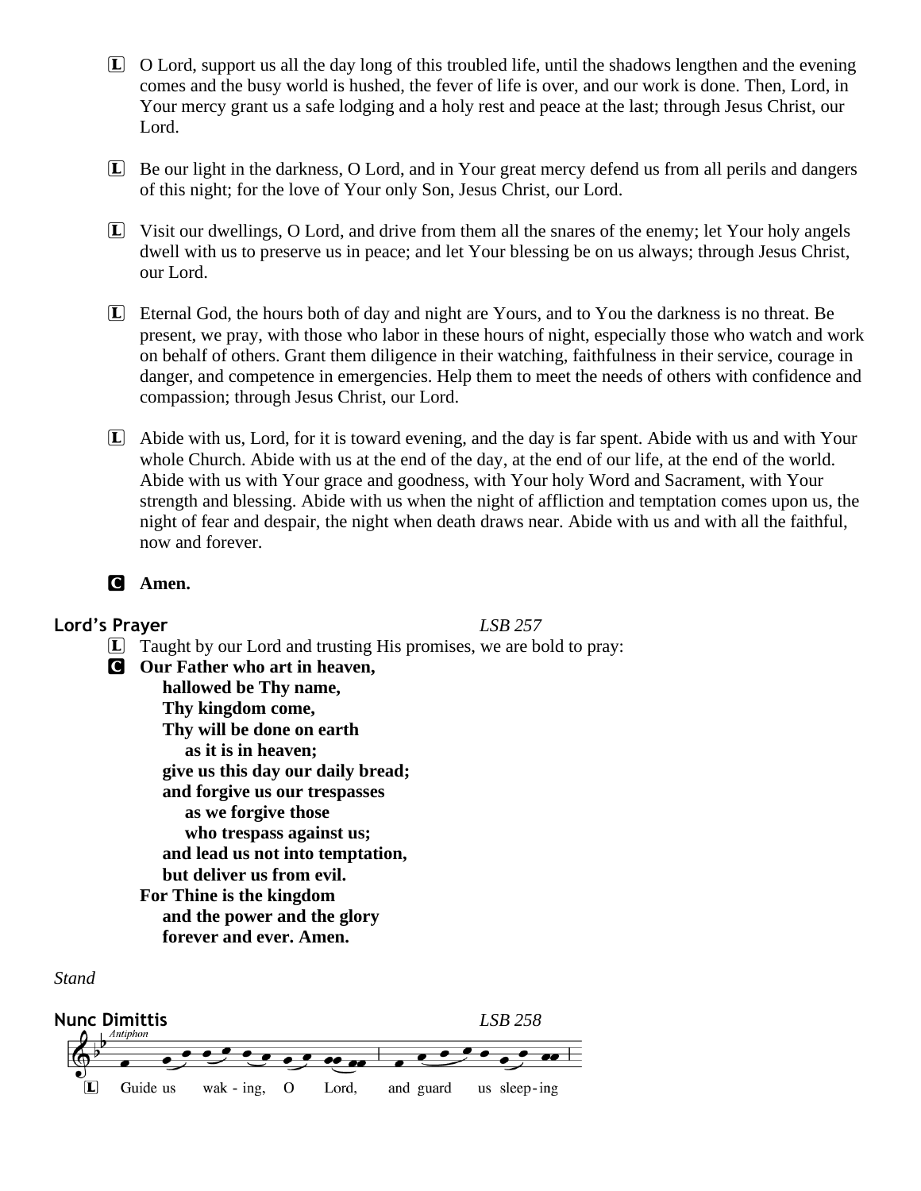L O Lord, support us all the day long of this troubled life, until the shadows lengthen and the evening comes and the busy world is hushed, the fever of life is over, and our work is done. Then, Lord, in Your mercy grant us a safe lodging and a holy rest and peace at the last; through Jesus Christ, our Lord.

L Be our light in the darkness, O Lord, and in Your great mercy defend us from all perils and dangers of this night; for the love of Your only Son, Jesus Christ, our Lord.

L Visit our dwellings, O Lord, and drive from them all the snares of the enemy; let Your holy angels dwell with us to preserve us in peace; and let Your blessing be on us always; through Jesus Christ, our Lord.

L Eternal God, the hours both of day and night are Yours, and to You the darkness is no threat. Be present, we pray, with those who labor in these hours of night, especially those who watch and work on behalf of others. Grant them diligence in their watching, faithfulness in their service, courage in danger, and competence in emergencies. Help them to meet the needs of others with confidence and compassion; through Jesus Christ, our Lord.

L Abide with us, Lord, for it is toward evening, and the day is far spent. Abide with us and with Your whole Church. Abide with us at the end of the day, at the end of our life, at the end of the world. Abide with us with Your grace and goodness, with Your holy Word and Sacrament, with Your strength and blessing. Abide with us when the night of affliction and temptation comes upon us, the night of fear and despair, the night when death draws near. Abide with us and with all the faithful, now and forever.

C **Amen.**

## Lord's Prayer *LSB 257*

L Taught by our Lord and trusting His promises, we are bold to pray:

C **Our Father who art in heaven,**
**hallowed be Thy name,**
**Thy kingdom come,**
**Thy will be done on earth**
**as it is in heaven;**
**give us this day our daily bread;**
**and forgive us our trespasses**
**as we forgive those**
**who trespass against us;**
**and lead us not into temptation,**
**but deliver us from evil.**
**For Thine is the kingdom**
**and the power and the glory**
**forever and ever. Amen.**

*Stand*

## Nunc Dimittis *LSB 258*

*Antiphon*

L Guide us wak - ing, O Lord, and guard us sleep-ing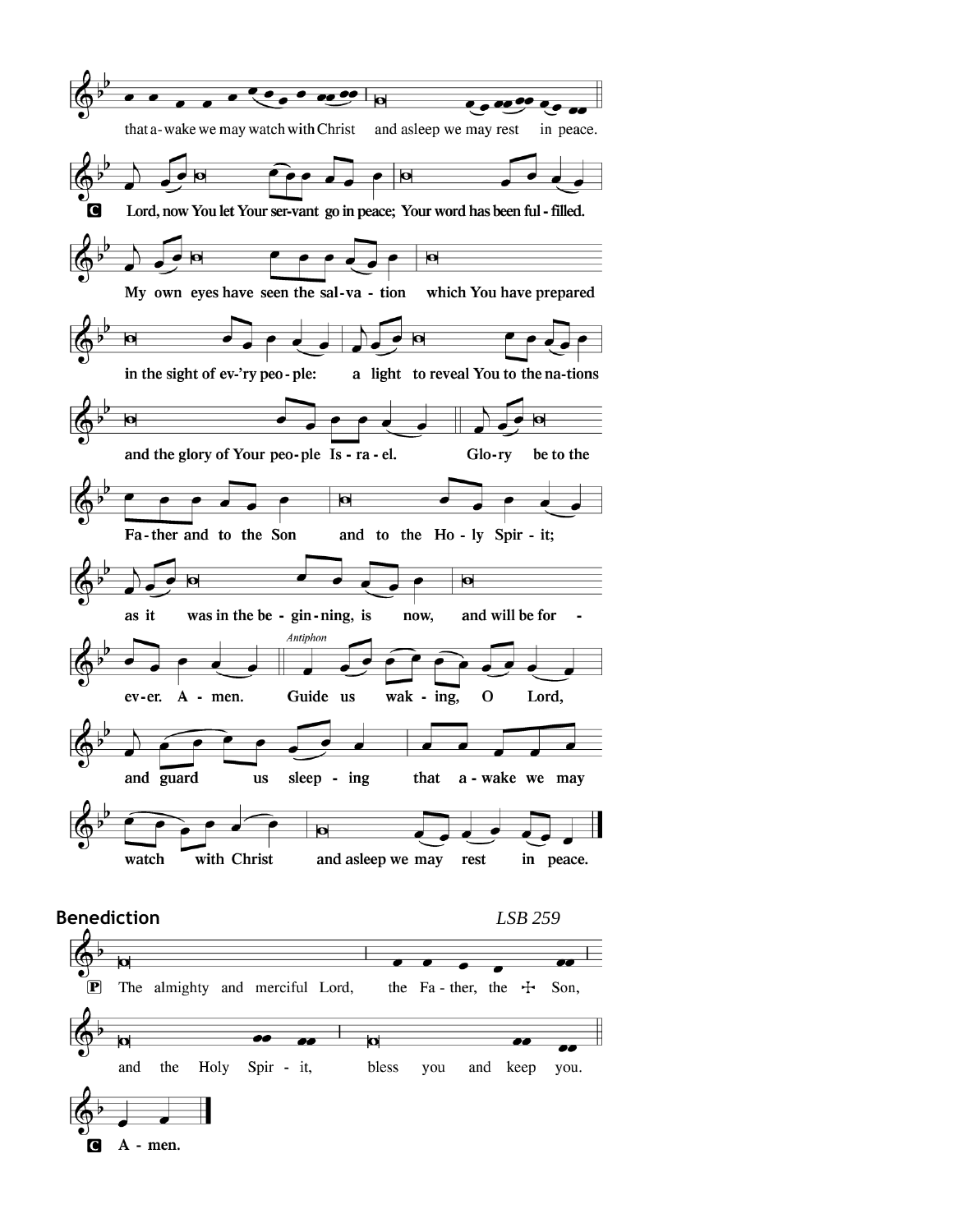that a-wake we may watch with Christ and asleep we may rest in peace.

**C** **Lord, now You let Your ser-vant go in peace; Your word has been ful - filled.**

**My own eyes have seen the sal-va - tion which You have prepared**

**in the sight of ev-'ry peo - ple: a light to reveal You to the na-tions**

**and the glory of Your peo-ple Is - ra - el. Glo-ry be to the**

**Fa-ther and to the Son and to the Ho - ly Spir - it;**

**as it was in the be - gin-ning, is now, and will be for -**

*Antiphon*

**ev-er. A - men. Guide us wak - ing, O Lord,**

**and guard us sleep - ing that a-wake we may**

**watch with Christ and asleep we may rest in peace.**

## Benediction

*LSB 259*

**P** The almighty and merciful Lord, the Fa - ther, the ☩ Son,

and the Holy Spir - it, bless you and keep you.

**C** **A - men.**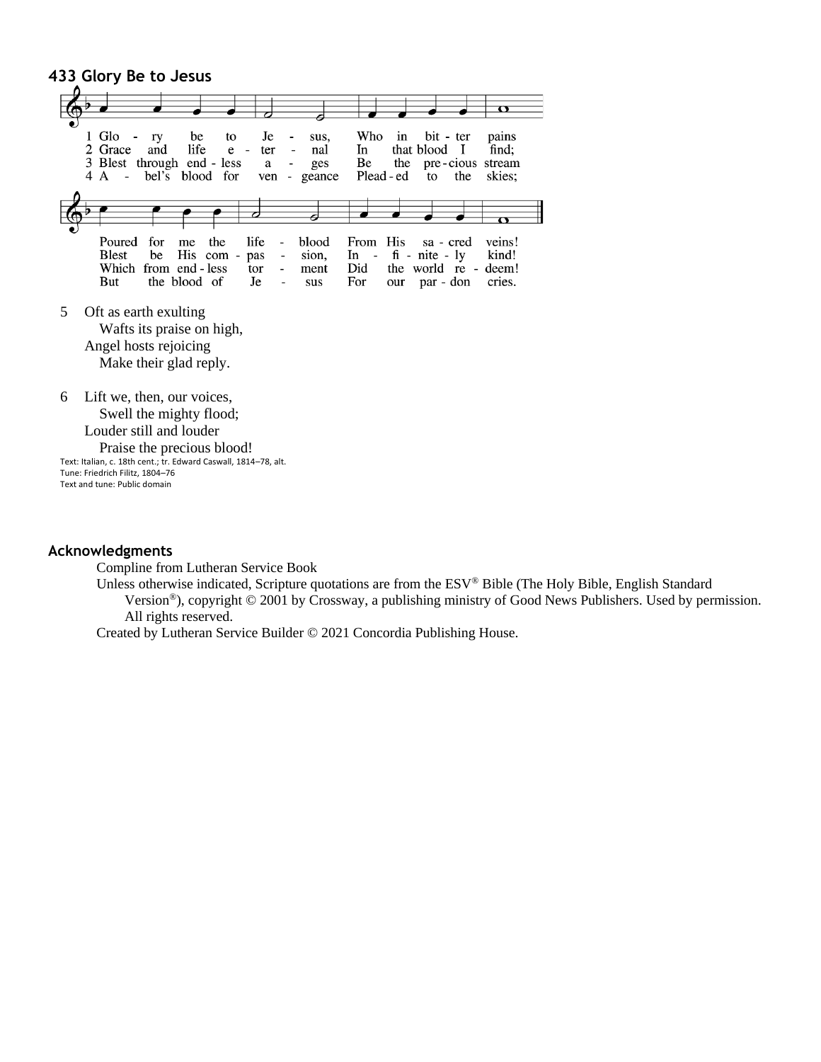## 433 Glory Be to Jesus

1 Glo - ry be to Je - sus, Who in bit - ter pains
Poured for me the life - blood From His sa - cred veins!

2 Grace and life e - ter - nal In that blood I find;
Blest be His com - pas - sion, In - fi - nite - ly kind!

3 Blest through end - less a - ges Be the pre - cious stream
Which from end - less tor - ment Did the world re - deem!

4 A - bel's blood for ven - geance Plead - ed to the skies;
But the blood of Je - sus For our par - don cries.

5 Oft as earth exulting
Wafts its praise on high,
Angel hosts rejoicing
Make their glad reply.

6 Lift we, then, our voices,
Swell the mighty flood;
Louder still and louder
Praise the precious blood!

Text: Italian, c. 18th cent.; tr. Edward Caswall, 1814–78, alt.
Tune: Friedrich Filitz, 1804–76
Text and tune: Public domain

## Acknowledgments

Compline from Lutheran Service Book

Unless otherwise indicated, Scripture quotations are from the ESV® Bible (The Holy Bible, English Standard Version®), copyright © 2001 by Crossway, a publishing ministry of Good News Publishers. Used by permission. All rights reserved.

Created by Lutheran Service Builder © 2021 Concordia Publishing House.